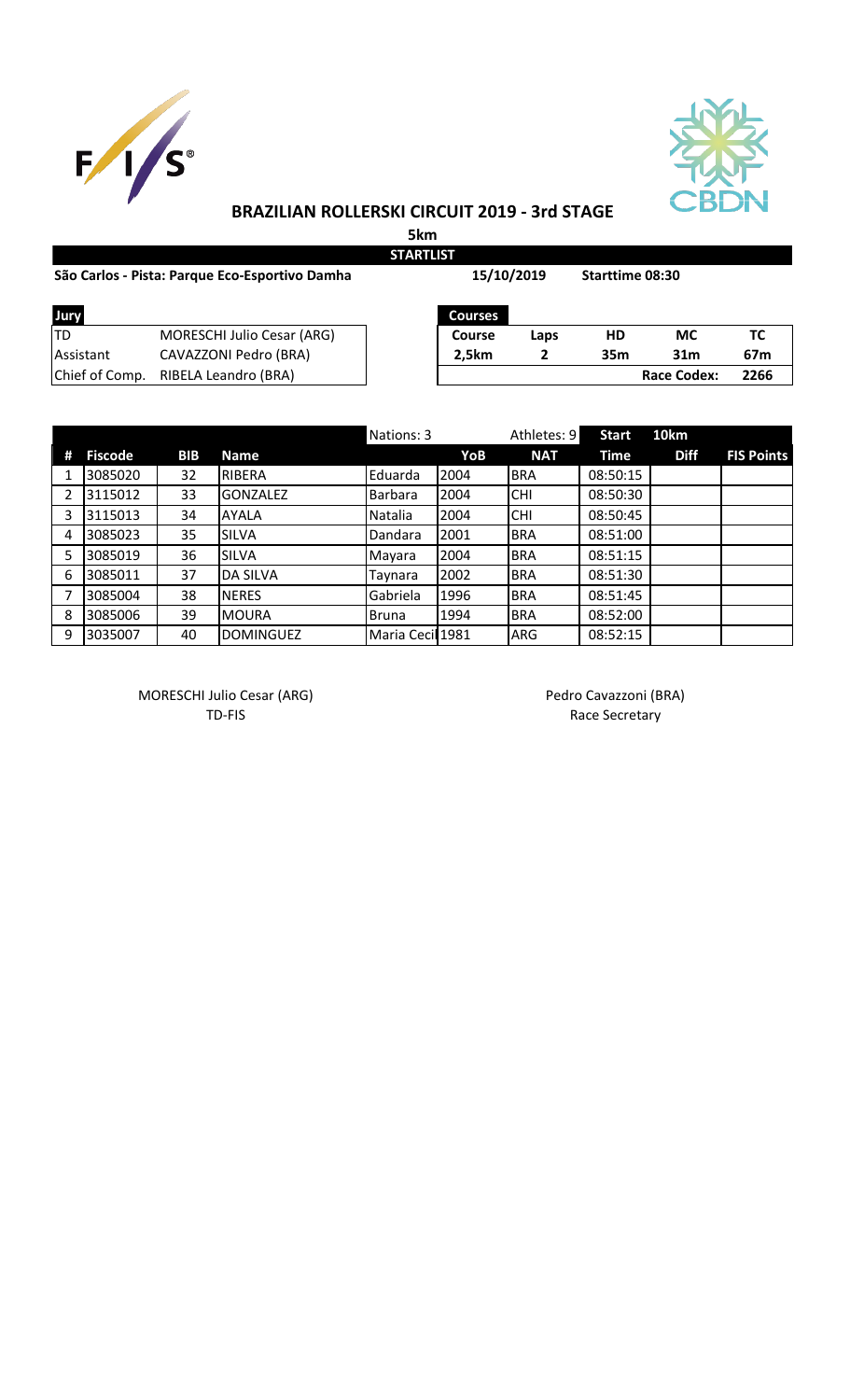## BRAZILIAN ROLLERSKI CIRCUIT 2019 - 3rd STAGE

**5km**

**STARTLIST**

**São Carlos - Pista: Parque Eco-Esportivo Damha** **15/10/2019** **Starttime 08:30**

| Jury | |
|---|---|
| TD | MORESCHI Julio Cesar (ARG) |
| Assistant | CAVAZZONI Pedro (BRA) |
| Chief of Comp. | RIBELA Leandro (BRA) |

| Courses | | | | |
|---|---|---|---|---|
| Course | Laps | HD | MC | TC |
| 2,5km | 2 | 35m | 31m | 67m |
| | | | Race Codex: | 2266 |

| # | Fiscode | BIB | Name | Nations: 3 | YoB | Athletes: 9 NAT | Start Time | 10km Diff | FIS Points |
|---|---|---|---|---|---|---|---|---|---|
| 1 | 3085020 | 32 | RIBERA | Eduarda | 2004 | BRA | 08:50:15 | | |
| 2 | 3115012 | 33 | GONZALEZ | Barbara | 2004 | CHI | 08:50:30 | | |
| 3 | 3115013 | 34 | AYALA | Natalia | 2004 | CHI | 08:50:45 | | |
| 4 | 3085023 | 35 | SILVA | Dandara | 2001 | BRA | 08:51:00 | | |
| 5 | 3085019 | 36 | SILVA | Mayara | 2004 | BRA | 08:51:15 | | |
| 6 | 3085011 | 37 | DA SILVA | Taynara | 2002 | BRA | 08:51:30 | | |
| 7 | 3085004 | 38 | NERES | Gabriela | 1996 | BRA | 08:51:45 | | |
| 8 | 3085006 | 39 | MOURA | Bruna | 1994 | BRA | 08:52:00 | | |
| 9 | 3035007 | 40 | DOMINGUEZ | Maria Cecil | 1981 | ARG | 08:52:15 | | |

MORESCHI Julio Cesar (ARG)
TD-FIS

Pedro Cavazzoni (BRA)
Race Secretary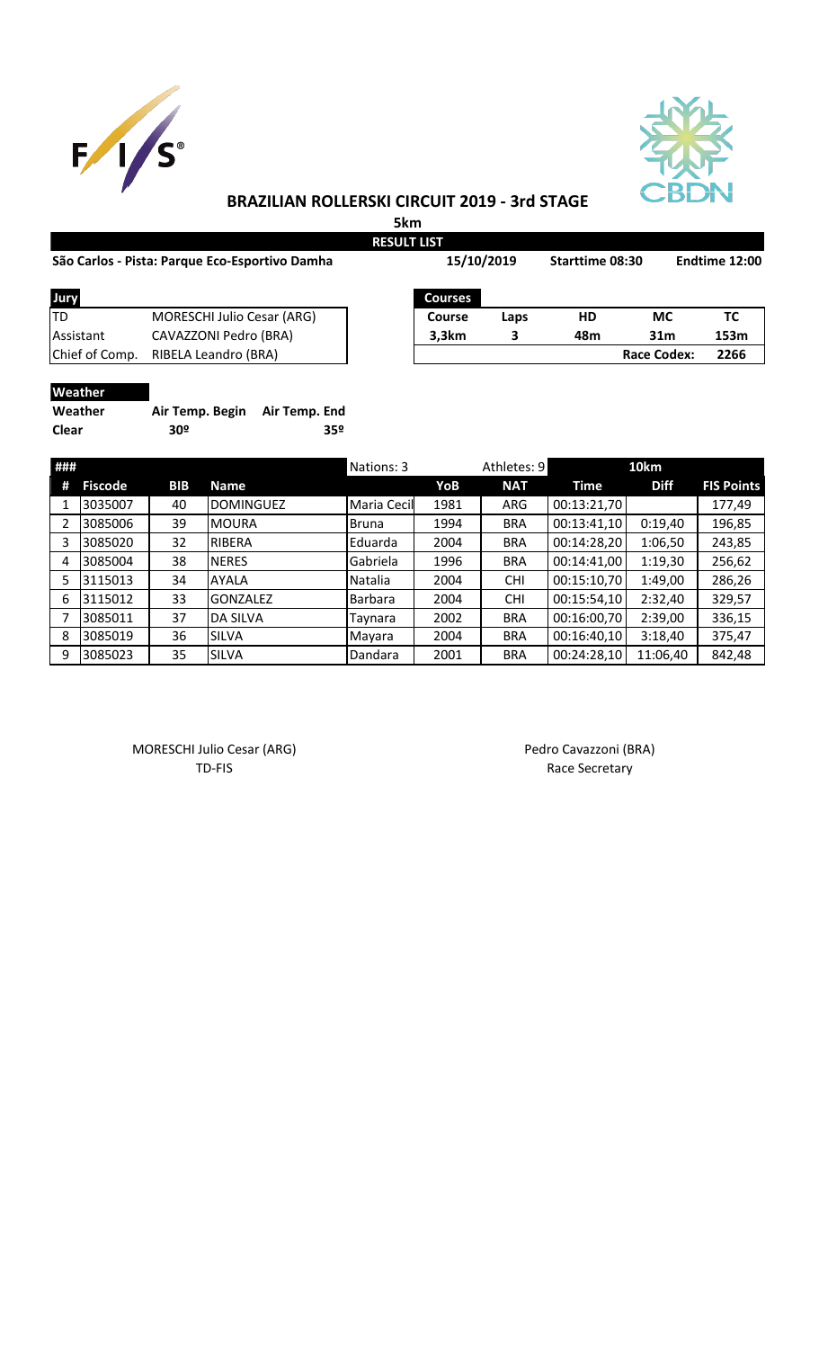## BRAZILIAN ROLLERSKI CIRCUIT 2019 - 3rd STAGE

**5km**

**RESULT LIST**

**São Carlos - Pista: Parque Eco-Esportivo Damha** | **15/10/2019** | **Starttime 08:30** | **Endtime 12:00**

| **Jury** | |
|---|---|
| TD | MORESCHI Julio Cesar (ARG) |
| Assistant | CAVAZZONI Pedro (BRA) |
| Chief of Comp. | RIBELA Leandro (BRA) |

| **Courses** | | | | |
|---|---|---|---|---|
| **Course** | **Laps** | **HD** | **MC** | **TC** |
| **3,3km** | **3** | **48m** | **31m** | **153m** |
| | | | **Race Codex:** | **2266** |

**Weather**

| **Weather** | **Air Temp. Begin** | **Air Temp. End** |
|---|---|---|
| **Clear** | **30º** | **35º** |

| ### | | | | Nations: 3 | | Athletes: 9 | 10km | | |
|---|---|---|---|---|---|---|---|---|---|
| **#** | **Fiscode** | **BIB** | **Name** | | **YoB** | **NAT** | **Time** | **Diff** | **FIS Points** |
| 1 | 3035007 | 40 | DOMINGUEZ | Maria Cecil | 1981 | ARG | 00:13:21,70 | | 177,49 |
| 2 | 3085006 | 39 | MOURA | Bruna | 1994 | BRA | 00:13:41,10 | 0:19,40 | 196,85 |
| 3 | 3085020 | 32 | RIBERA | Eduarda | 2004 | BRA | 00:14:28,20 | 1:06,50 | 243,85 |
| 4 | 3085004 | 38 | NERES | Gabriela | 1996 | BRA | 00:14:41,00 | 1:19,30 | 256,62 |
| 5 | 3115013 | 34 | AYALA | Natalia | 2004 | CHI | 00:15:10,70 | 1:49,00 | 286,26 |
| 6 | 3115012 | 33 | GONZALEZ | Barbara | 2004 | CHI | 00:15:54,10 | 2:32,40 | 329,57 |
| 7 | 3085011 | 37 | DA SILVA | Taynara | 2002 | BRA | 00:16:00,70 | 2:39,00 | 336,15 |
| 8 | 3085019 | 36 | SILVA | Mayara | 2004 | BRA | 00:16:40,10 | 3:18,40 | 375,47 |
| 9 | 3085023 | 35 | SILVA | Dandara | 2001 | BRA | 00:24:28,10 | 11:06,40 | 842,48 |

MORESCHI Julio Cesar (ARG)
TD-FIS

Pedro Cavazzoni (BRA)
Race Secretary